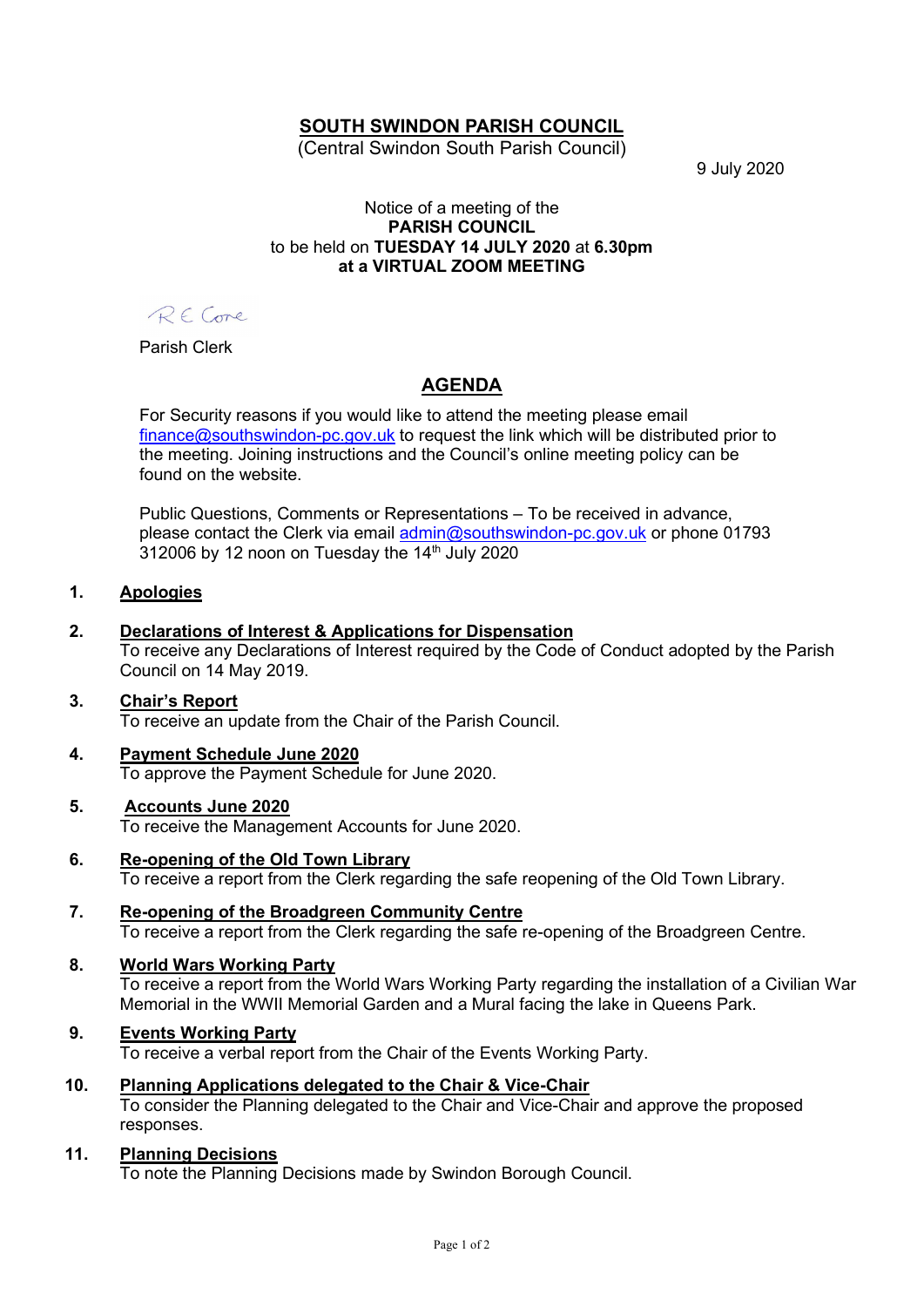# SOUTH SWINDON PARISH COUNCIL

(Central Swindon South Parish Council)

9 July 2020

Notice of a meeting of the
**PARISH COUNCIL**
to be held on **TUESDAY 14 JULY 2020** at **6.30pm**
**at a VIRTUAL ZOOM MEETING**

R E Cone

Parish Clerk

## AGENDA

For Security reasons if you would like to attend the meeting please email finance@southswindon-pc.gov.uk to request the link which will be distributed prior to the meeting. Joining instructions and the Council's online meeting policy can be found on the website.

Public Questions, Comments or Representations – To be received in advance, please contact the Clerk via email admin@southswindon-pc.gov.uk or phone 01793 312006 by 12 noon on Tuesday the 14th July 2020

**1. Apologies**

**2. Declarations of Interest & Applications for Dispensation**
To receive any Declarations of Interest required by the Code of Conduct adopted by the Parish Council on 14 May 2019.

**3. Chair's Report**
To receive an update from the Chair of the Parish Council.

**4. Payment Schedule June 2020**
To approve the Payment Schedule for June 2020.

**5. Accounts June 2020**
To receive the Management Accounts for June 2020.

**6. Re-opening of the Old Town Library**
To receive a report from the Clerk regarding the safe reopening of the Old Town Library.

**7. Re-opening of the Broadgreen Community Centre**
To receive a report from the Clerk regarding the safe re-opening of the Broadgreen Centre.

**8. World Wars Working Party**
To receive a report from the World Wars Working Party regarding the installation of a Civilian War Memorial in the WWII Memorial Garden and a Mural facing the lake in Queens Park.

**9. Events Working Party**
To receive a verbal report from the Chair of the Events Working Party.

**10. Planning Applications delegated to the Chair & Vice-Chair**
To consider the Planning delegated to the Chair and Vice-Chair and approve the proposed responses.

**11. Planning Decisions**
To note the Planning Decisions made by Swindon Borough Council.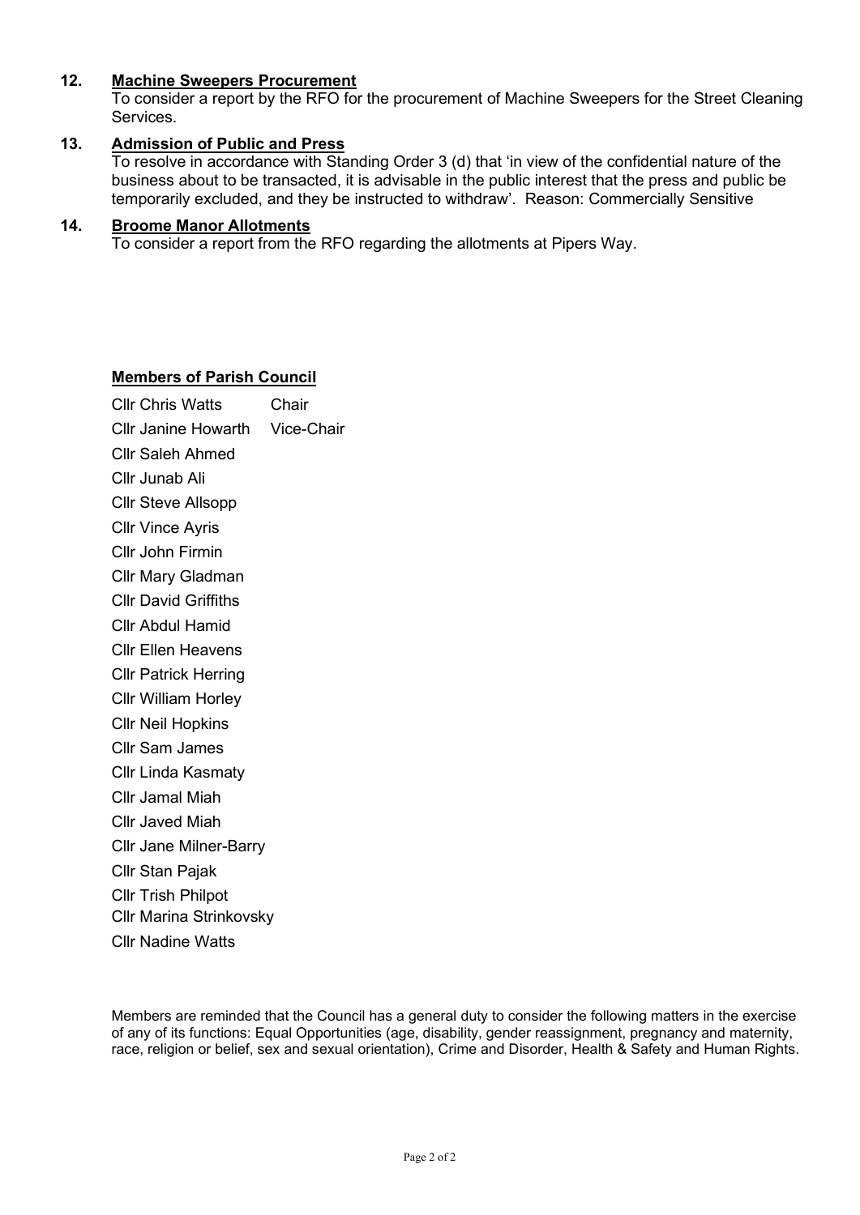**12. Machine Sweepers Procurement**

To consider a report by the RFO for the procurement of Machine Sweepers for the Street Cleaning Services.

**13. Admission of Public and Press**

To resolve in accordance with Standing Order 3 (d) that 'in view of the confidential nature of the business about to be transacted, it is advisable in the public interest that the press and public be temporarily excluded, and they be instructed to withdraw'. Reason: Commercially Sensitive

**14. Broome Manor Allotments**

To consider a report from the RFO regarding the allotments at Pipers Way.

**Members of Parish Council**

| | |
|---|---|
| Cllr Chris Watts | Chair |
| Cllr Janine Howarth | Vice-Chair |
| Cllr Saleh Ahmed | |
| Cllr Junab Ali | |
| Cllr Steve Allsopp | |
| Cllr Vince Ayris | |
| Cllr John Firmin | |
| Cllr Mary Gladman | |
| Cllr David Griffiths | |
| Cllr Abdul Hamid | |
| Cllr Ellen Heavens | |
| Cllr Patrick Herring | |
| Cllr William Horley | |
| Cllr Neil Hopkins | |
| Cllr Sam James | |
| Cllr Linda Kasmaty | |
| Cllr Jamal Miah | |
| Cllr Javed Miah | |
| Cllr Jane Milner-Barry | |
| Cllr Stan Pajak | |
| Cllr Trish Philpot | |
| Cllr Marina Strinkovsky | |
| Cllr Nadine Watts | |

Members are reminded that the Council has a general duty to consider the following matters in the exercise of any of its functions: Equal Opportunities (age, disability, gender reassignment, pregnancy and maternity, race, religion or belief, sex and sexual orientation), Crime and Disorder, Health & Safety and Human Rights.